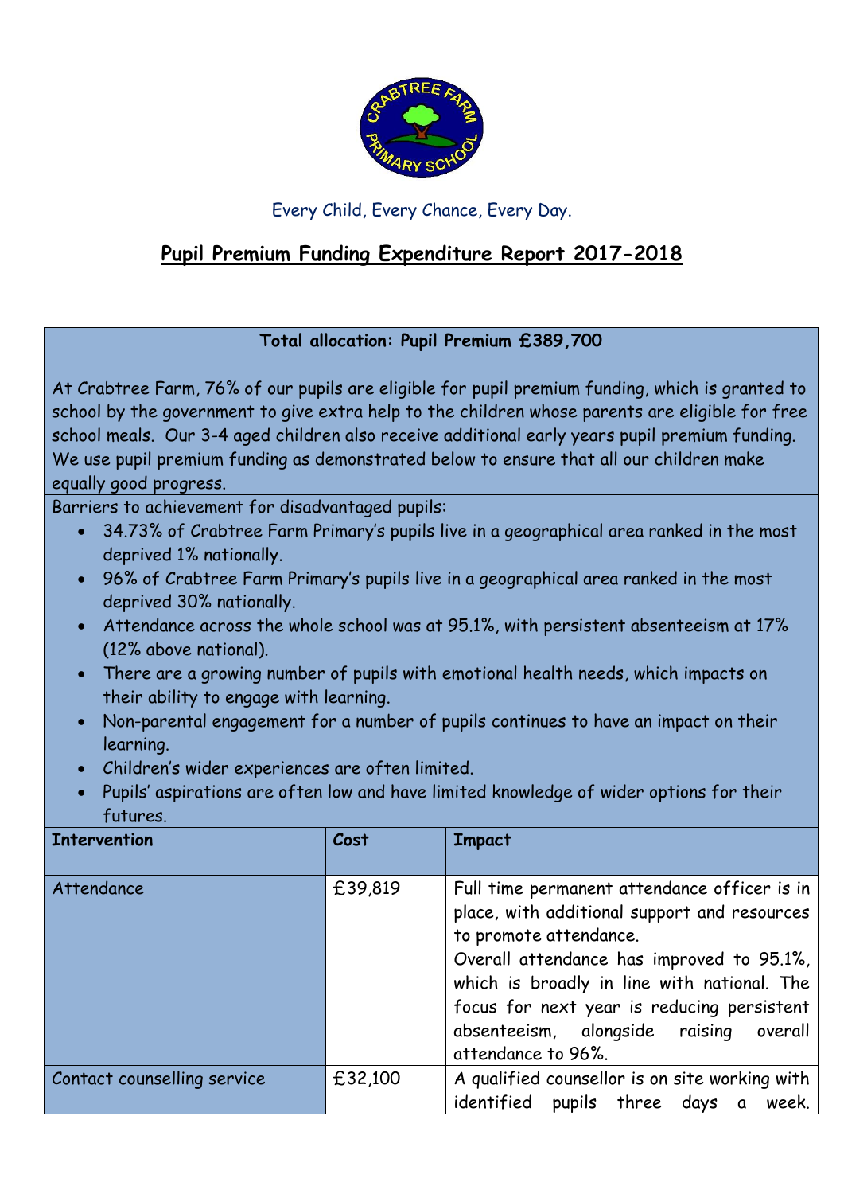Every Child, Every Chance, Every Day.

# Pupil Premium Funding Expenditure Report 2017-2018

**Total allocation: Pupil Premium £389,700**

At Crabtree Farm, 76% of our pupils are eligible for pupil premium funding, which is granted to school by the government to give extra help to the children whose parents are eligible for free school meals. Our 3-4 aged children also receive additional early years pupil premium funding. We use pupil premium funding as demonstrated below to ensure that all our children make equally good progress.

Barriers to achievement for disadvantaged pupils:

- 34.73% of Crabtree Farm Primary's pupils live in a geographical area ranked in the most deprived 1% nationally.
- 96% of Crabtree Farm Primary's pupils live in a geographical area ranked in the most deprived 30% nationally.
- Attendance across the whole school was at 95.1%, with persistent absenteeism at 17% (12% above national).
- There are a growing number of pupils with emotional health needs, which impacts on their ability to engage with learning.
- Non-parental engagement for a number of pupils continues to have an impact on their learning.
- Children's wider experiences are often limited.
- Pupils' aspirations are often low and have limited knowledge of wider options for their futures.

| Intervention | Cost | Impact |
|---|---|---|
| Attendance | £39,819 | Full time permanent attendance officer is in place, with additional support and resources to promote attendance. Overall attendance has improved to 95.1%, which is broadly in line with national. The focus for next year is reducing persistent absenteeism, alongside raising overall attendance to 96%. |
| Contact counselling service | £32,100 | A qualified counsellor is on site working with identified pupils three days a week. |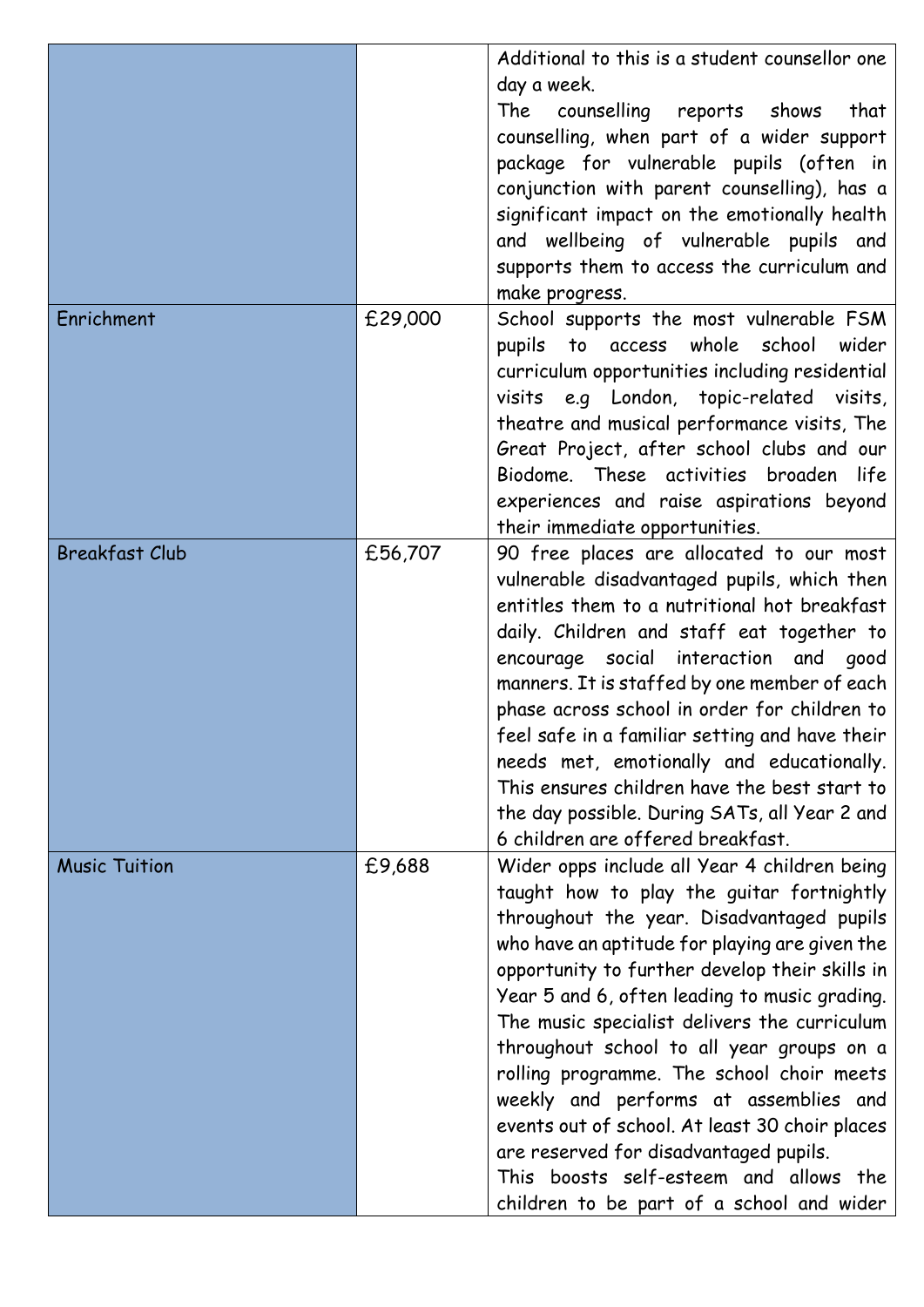| | | |
|---|---|---|
| | | Additional to this is a student counsellor one day a week.<br>The counselling reports shows that counselling, when part of a wider support package for vulnerable pupils (often in conjunction with parent counselling), has a significant impact on the emotionally health and wellbeing of vulnerable pupils and supports them to access the curriculum and make progress. |
| Enrichment | £29,000 | School supports the most vulnerable FSM pupils to access whole school wider curriculum opportunities including residential visits e.g London, topic-related visits, theatre and musical performance visits, The Great Project, after school clubs and our Biodome. These activities broaden life experiences and raise aspirations beyond their immediate opportunities. |
| Breakfast Club | £56,707 | 90 free places are allocated to our most vulnerable disadvantaged pupils, which then entitles them to a nutritional hot breakfast daily. Children and staff eat together to encourage social interaction and good manners. It is staffed by one member of each phase across school in order for children to feel safe in a familiar setting and have their needs met, emotionally and educationally. This ensures children have the best start to the day possible. During SATs, all Year 2 and 6 children are offered breakfast. |
| Music Tuition | £9,688 | Wider opps include all Year 4 children being taught how to play the guitar fortnightly throughout the year. Disadvantaged pupils who have an aptitude for playing are given the opportunity to further develop their skills in Year 5 and 6, often leading to music grading. The music specialist delivers the curriculum throughout school to all year groups on a rolling programme. The school choir meets weekly and performs at assemblies and events out of school. At least 30 choir places are reserved for disadvantaged pupils.<br>This boosts self-esteem and allows the children to be part of a school and wider |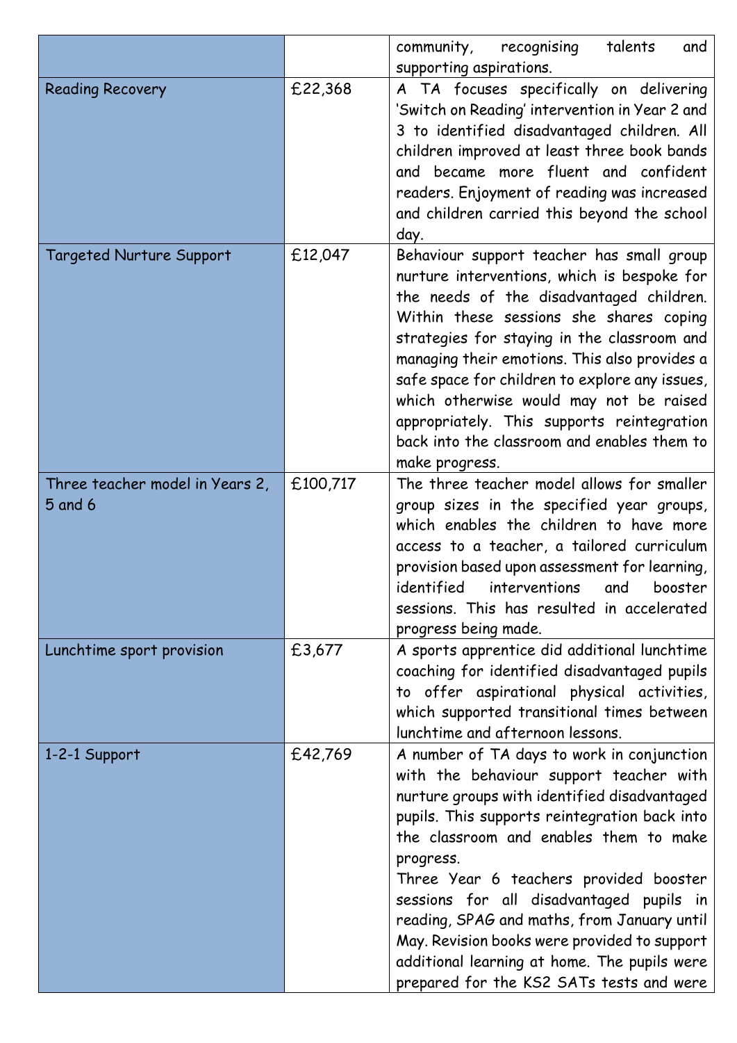| | | |
|---|---|---|
| | | community, recognising talents and supporting aspirations. |
| Reading Recovery | £22,368 | A TA focuses specifically on delivering 'Switch on Reading' intervention in Year 2 and 3 to identified disadvantaged children. All children improved at least three book bands and became more fluent and confident readers. Enjoyment of reading was increased and children carried this beyond the school day. |
| Targeted Nurture Support | £12,047 | Behaviour support teacher has small group nurture interventions, which is bespoke for the needs of the disadvantaged children. Within these sessions she shares coping strategies for staying in the classroom and managing their emotions. This also provides a safe space for children to explore any issues, which otherwise would may not be raised appropriately. This supports reintegration back into the classroom and enables them to make progress. |
| Three teacher model in Years 2, 5 and 6 | £100,717 | The three teacher model allows for smaller group sizes in the specified year groups, which enables the children to have more access to a teacher, a tailored curriculum provision based upon assessment for learning, identified interventions and booster sessions. This has resulted in accelerated progress being made. |
| Lunchtime sport provision | £3,677 | A sports apprentice did additional lunchtime coaching for identified disadvantaged pupils to offer aspirational physical activities, which supported transitional times between lunchtime and afternoon lessons. |
| 1-2-1 Support | £42,769 | A number of TA days to work in conjunction with the behaviour support teacher with nurture groups with identified disadvantaged pupils. This supports reintegration back into the classroom and enables them to make progress.<br>Three Year 6 teachers provided booster sessions for all disadvantaged pupils in reading, SPAG and maths, from January until May. Revision books were provided to support additional learning at home. The pupils were prepared for the KS2 SATs tests and were |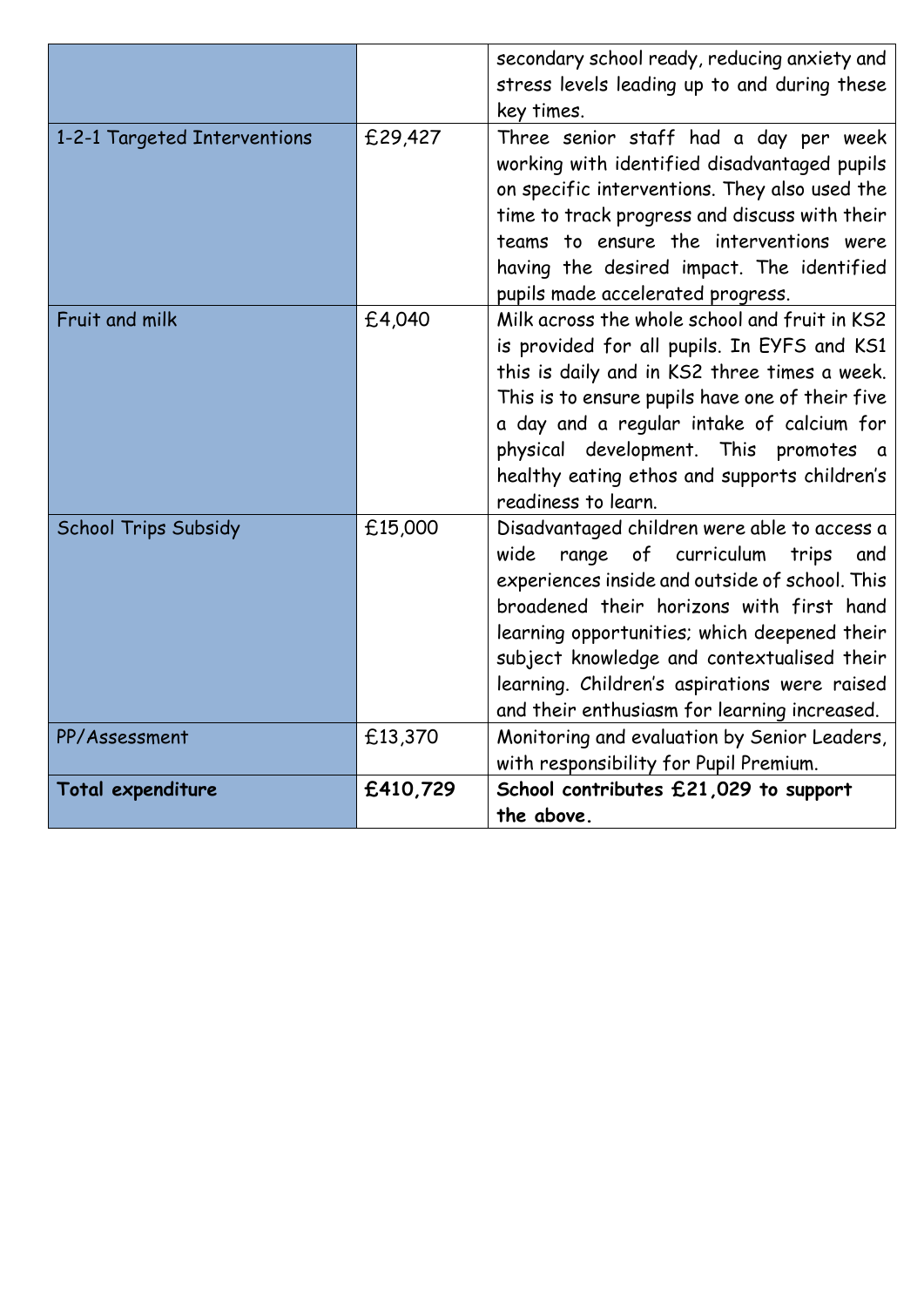| | | |
|---|---|---|
| | | secondary school ready, reducing anxiety and stress levels leading up to and during these key times. |
| 1-2-1 Targeted Interventions | £29,427 | Three senior staff had a day per week working with identified disadvantaged pupils on specific interventions. They also used the time to track progress and discuss with their teams to ensure the interventions were having the desired impact. The identified pupils made accelerated progress. |
| Fruit and milk | £4,040 | Milk across the whole school and fruit in KS2 is provided for all pupils. In EYFS and KS1 this is daily and in KS2 three times a week. This is to ensure pupils have one of their five a day and a regular intake of calcium for physical development. This promotes a healthy eating ethos and supports children's readiness to learn. |
| School Trips Subsidy | £15,000 | Disadvantaged children were able to access a wide range of curriculum trips and experiences inside and outside of school. This broadened their horizons with first hand learning opportunities; which deepened their subject knowledge and contextualised their learning. Children's aspirations were raised and their enthusiasm for learning increased. |
| PP/Assessment | £13,370 | Monitoring and evaluation by Senior Leaders, with responsibility for Pupil Premium. |
| **Total expenditure** | **£410,729** | **School contributes £21,029 to support the above.** |